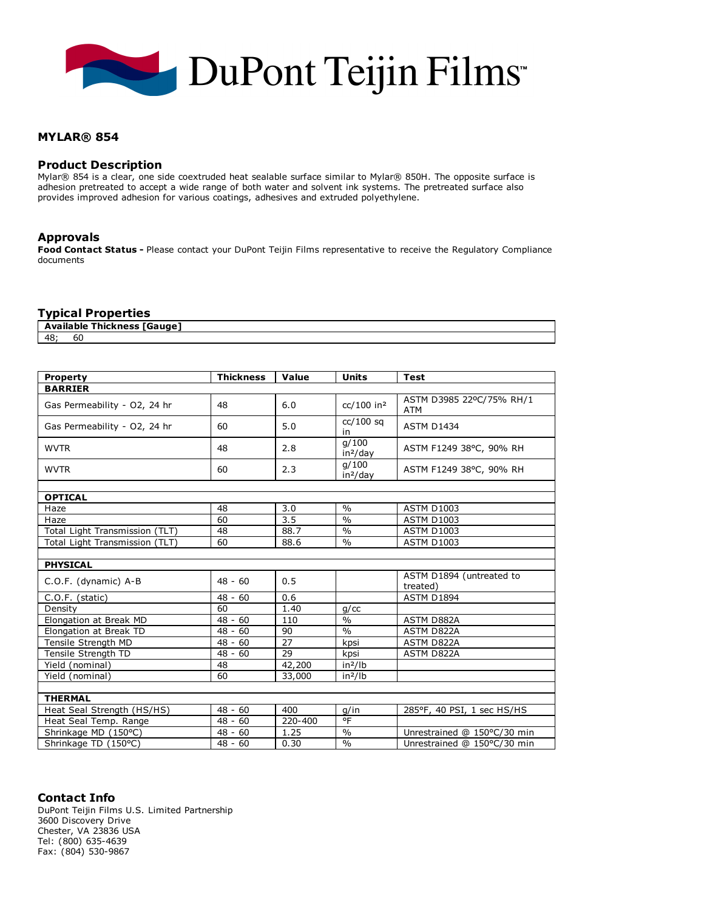DuPont Teijin Films™

## MYLAR® 854

### Product Description

Mylar® 854 is a clear, one side coextruded heat sealable surface similar to Mylar® 850H. The opposite surface is adhesion pretreated to accept a wide range of both water and solvent ink systems. The pretreated surface also provides improved adhesion for various coatings, adhesives and extruded polyethylene.

### Approvals

**Food Contact Status -** Please contact your DuPont Teijin Films representative to receive the Regulatory Compliance documents

### Typical Properties

| Available Thickness [Gauge] |
|---|
| 48; 60 |

| Property | Thickness | Value | Units | Test |
|---|---|---|---|---|
| **BARRIER** | | | | |
| Gas Permeability - O2, 24 hr | 48 | 6.0 | cc/100 in² | ASTM D3985 22°C/75% RH/1 ATM |
| Gas Permeability - O2, 24 hr | 60 | 5.0 | cc/100 sq in | ASTM D1434 |
| WVTR | 48 | 2.8 | g/100 in²/day | ASTM F1249 38°C, 90% RH |
| WVTR | 60 | 2.3 | g/100 in²/day | ASTM F1249 38°C, 90% RH |
| | | | | |
| **OPTICAL** | | | | |
| Haze | 48 | 3.0 | % | ASTM D1003 |
| Haze | 60 | 3.5 | % | ASTM D1003 |
| Total Light Transmission (TLT) | 48 | 88.7 | % | ASTM D1003 |
| Total Light Transmission (TLT) | 60 | 88.6 | % | ASTM D1003 |
| | | | | |
| **PHYSICAL** | | | | |
| C.O.F. (dynamic) A-B | 48 - 60 | 0.5 | | ASTM D1894 (untreated to treated) |
| C.O.F. (static) | 48 - 60 | 0.6 | | ASTM D1894 |
| Density | 60 | 1.40 | g/cc | |
| Elongation at Break MD | 48 - 60 | 110 | % | ASTM D882A |
| Elongation at Break TD | 48 - 60 | 90 | % | ASTM D822A |
| Tensile Strength MD | 48 - 60 | 27 | kpsi | ASTM D822A |
| Tensile Strength TD | 48 - 60 | 29 | kpsi | ASTM D822A |
| Yield (nominal) | 48 | 42,200 | in²/lb | |
| Yield (nominal) | 60 | 33,000 | in²/lb | |
| | | | | |
| **THERMAL** | | | | |
| Heat Seal Strength (HS/HS) | 48 - 60 | 400 | g/in | 285°F, 40 PSI, 1 sec HS/HS |
| Heat Seal Temp. Range | 48 - 60 | 220-400 | °F | |
| Shrinkage MD (150°C) | 48 - 60 | 1.25 | % | Unrestrained @ 150°C/30 min |
| Shrinkage TD (150°C) | 48 - 60 | 0.30 | % | Unrestrained @ 150°C/30 min |

### Contact Info

DuPont Teijin Films U.S. Limited Partnership
3600 Discovery Drive
Chester, VA 23836 USA
Tel: (800) 635-4639
Fax: (804) 530-9867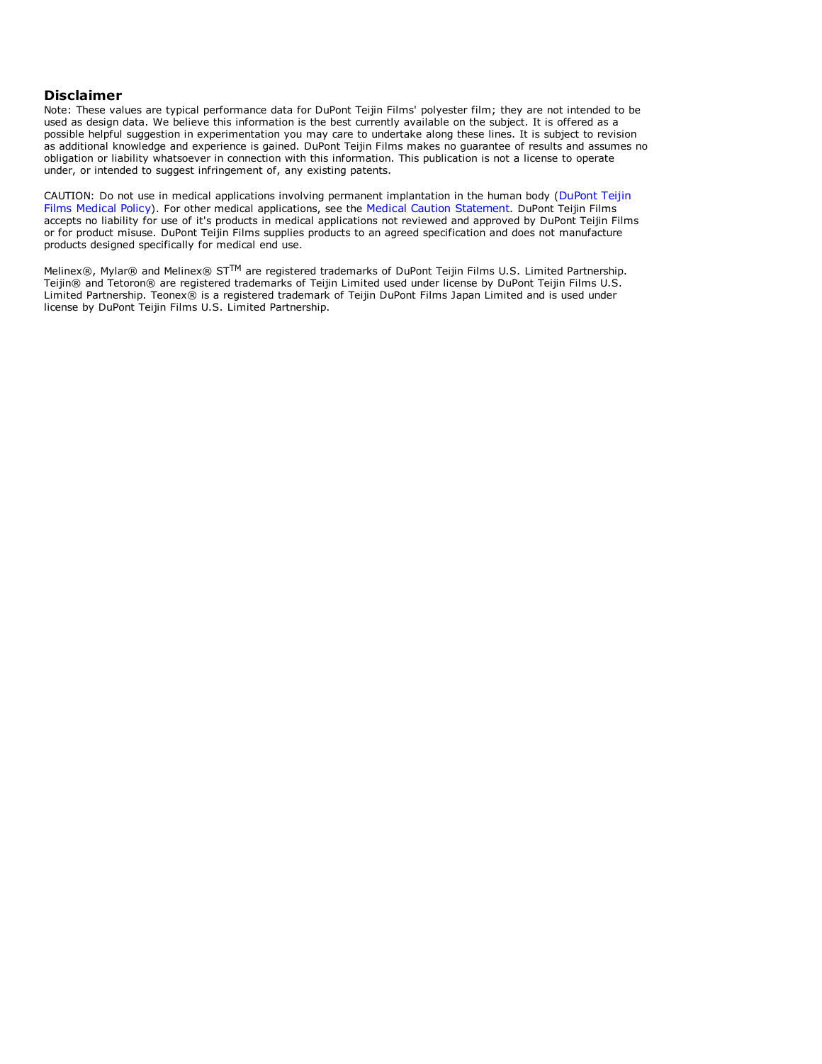## Disclaimer

Note: These values are typical performance data for DuPont Teijin Films' polyester film; they are not intended to be used as design data. We believe this information is the best currently available on the subject. It is offered as a possible helpful suggestion in experimentation you may care to undertake along these lines. It is subject to revision as additional knowledge and experience is gained. DuPont Teijin Films makes no guarantee of results and assumes no obligation or liability whatsoever in connection with this information. This publication is not a license to operate under, or intended to suggest infringement of, any existing patents.

CAUTION: Do not use in medical applications involving permanent implantation in the human body (DuPont Teijin Films Medical Policy). For other medical applications, see the Medical Caution Statement. DuPont Teijin Films accepts no liability for use of it's products in medical applications not reviewed and approved by DuPont Teijin Films or for product misuse. DuPont Teijin Films supplies products to an agreed specification and does not manufacture products designed specifically for medical end use.

Melinex®, Mylar® and Melinex® ST™ are registered trademarks of DuPont Teijin Films U.S. Limited Partnership. Teijin® and Tetoron® are registered trademarks of Teijin Limited used under license by DuPont Teijin Films U.S. Limited Partnership. Teonex® is a registered trademark of Teijin DuPont Films Japan Limited and is used under license by DuPont Teijin Films U.S. Limited Partnership.